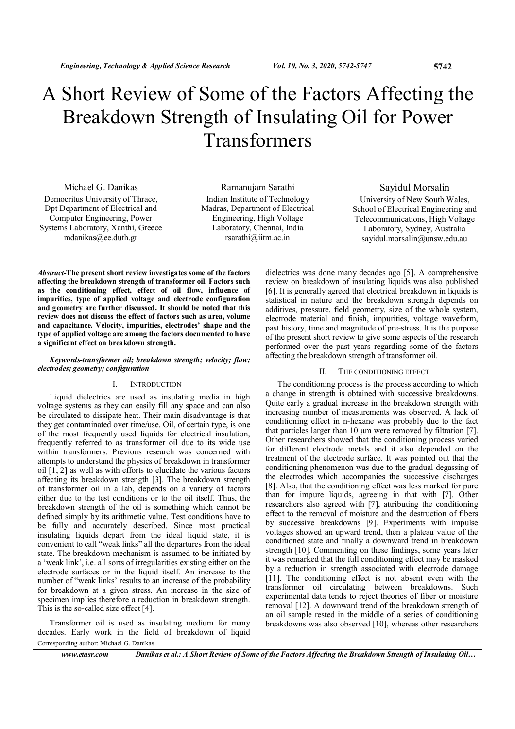// A Short Review of Some of the Factors Affecting the Breakdown Strength of Insulating Oil for Power Transformers

Michael G. Danikas
Democritus University of Thrace, Dpt Department of Electrical and Computer Engineering, Power Systems Laboratory, Xanthi, Greece
mdanikas@ee.duth.gr

Ramanujam Sarathi
Indian Institute of Technology Madras, Department of Electrical Engineering, High Voltage Laboratory, Chennai, India
rsarathi@iitm.ac.in

Sayidul Morsalin
University of New South Wales, School of Electrical Engineering and Telecommunications, High Voltage Laboratory, Sydney, Australia
sayidul.morsalin@unsw.edu.au

***Abstract*-The present short review investigates some of the factors affecting the breakdown strength of transformer oil. Factors such as the conditioning effect, effect of oil flow, influence of impurities, type of applied voltage and electrode configuration and geometry are further discussed. It should be noted that this review does not discuss the effect of factors such as area, volume and capacitance. Velocity, impurities, electrodes' shape and the type of applied voltage are among the factors documented to have a significant effect on breakdown strength.**

***Keywords-transformer oil; breakdown strength; velocity; flow; electrodes; geometry; configuration***

## I. INTRODUCTION

Liquid dielectrics are used as insulating media in high voltage systems as they can easily fill any space and can also be circulated to dissipate heat. Their main disadvantage is that they get contaminated over time/use. Oil, of certain type, is one of the most frequently used liquids for electrical insulation, frequently referred to as transformer oil due to its wide use within transformers. Previous research was concerned with attempts to understand the physics of breakdown in transformer oil [1, 2] as well as with efforts to elucidate the various factors affecting its breakdown strength [3]. The breakdown strength of transformer oil in a lab, depends on a variety of factors either due to the test conditions or to the oil itself. Thus, the breakdown strength of the oil is something which cannot be defined simply by its arithmetic value. Test conditions have to be fully and accurately described. Since most practical insulating liquids depart from the ideal liquid state, it is convenient to call "weak links" all the departures from the ideal state. The breakdown mechanism is assumed to be initiated by a 'weak link', i.e. all sorts of irregularities existing either on the electrode surfaces or in the liquid itself. An increase to the number of "weak links' results to an increase of the probability for breakdown at a given stress. An increase in the size of specimen implies therefore a reduction in breakdown strength. This is the so-called size effect [4].

Transformer oil is used as insulating medium for many decades. Early work in the field of breakdown of liquid dielectrics was done many decades ago [5]. A comprehensive review on breakdown of insulating liquids was also published [6]. It is generally agreed that electrical breakdown in liquids is statistical in nature and the breakdown strength depends on additives, pressure, field geometry, size of the whole system, electrode material and finish, impurities, voltage waveform, past history, time and magnitude of pre-stress. It is the purpose of the present short review to give some aspects of the research performed over the past years regarding some of the factors affecting the breakdown strength of transformer oil.

Corresponding author: Michael G. Danikas

## II. THE CONDITIONING EFFECT

The conditioning process is the process according to which a change in strength is obtained with successive breakdowns. Quite early a gradual increase in the breakdown strength with increasing number of measurements was observed. A lack of conditioning effect in n-hexane was probably due to the fact that particles larger than 10 μm were removed by filtration [7]. Other researchers showed that the conditioning process varied for different electrode metals and it also depended on the treatment of the electrode surface. It was pointed out that the conditioning phenomenon was due to the gradual degassing of the electrodes which accompanies the successive discharges [8]. Also, that the conditioning effect was less marked for pure than for impure liquids, agreeing in that with [7]. Other researchers also agreed with [7], attributing the conditioning effect to the removal of moisture and the destruction of fibers by successive breakdowns [9]. Experiments with impulse voltages showed an upward trend, then a plateau value of the conditioned state and finally a downward trend in breakdown strength [10]. Commenting on these findings, some years later it was remarked that the full conditioning effect may be masked by a reduction in strength associated with electrode damage [11]. The conditioning effect is not absent even with the transformer oil circulating between breakdowns. Such experimental data tends to reject theories of fiber or moisture removal [12]. A downward trend of the breakdown strength of an oil sample rested in the middle of a series of conditioning breakdowns was also observed [10], whereas other researchers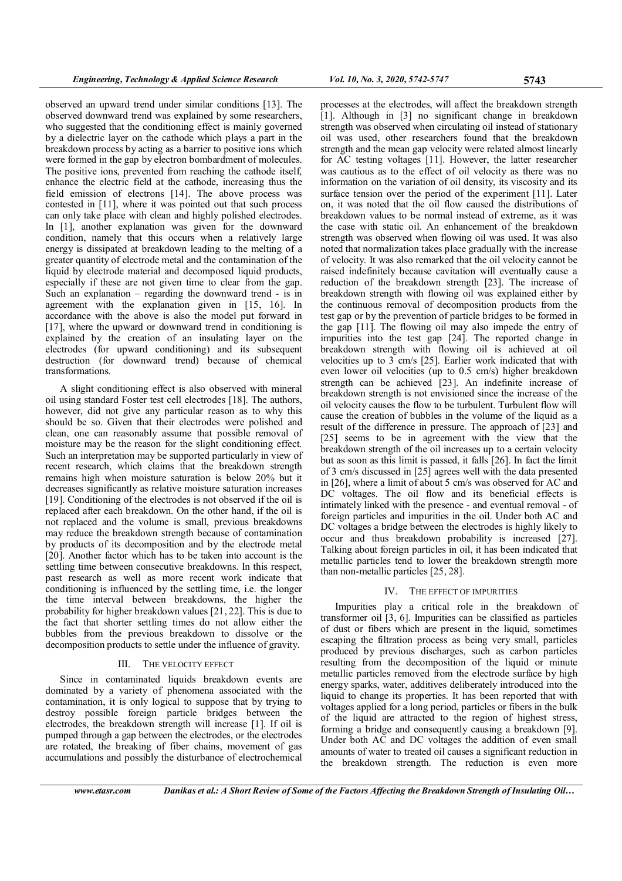observed an upward trend under similar conditions [13]. The observed downward trend was explained by some researchers, who suggested that the conditioning effect is mainly governed by a dielectric layer on the cathode which plays a part in the breakdown process by acting as a barrier to positive ions which were formed in the gap by electron bombardment of molecules. The positive ions, prevented from reaching the cathode itself, enhance the electric field at the cathode, increasing thus the field emission of electrons [14]. The above process was contested in [11], where it was pointed out that such process can only take place with clean and highly polished electrodes. In [1], another explanation was given for the downward condition, namely that this occurs when a relatively large energy is dissipated at breakdown leading to the melting of a greater quantity of electrode metal and the contamination of the liquid by electrode material and decomposed liquid products, especially if these are not given time to clear from the gap. Such an explanation – regarding the downward trend - is in agreement with the explanation given in [15, 16]. In accordance with the above is also the model put forward in [17], where the upward or downward trend in conditioning is explained by the creation of an insulating layer on the electrodes (for upward conditioning) and its subsequent destruction (for downward trend) because of chemical transformations.

A slight conditioning effect is also observed with mineral oil using standard Foster test cell electrodes [18]. The authors, however, did not give any particular reason as to why this should be so. Given that their electrodes were polished and clean, one can reasonably assume that possible removal of moisture may be the reason for the slight conditioning effect. Such an interpretation may be supported particularly in view of recent research, which claims that the breakdown strength remains high when moisture saturation is below 20% but it decreases significantly as relative moisture saturation increases [19]. Conditioning of the electrodes is not observed if the oil is replaced after each breakdown. On the other hand, if the oil is not replaced and the volume is small, previous breakdowns may reduce the breakdown strength because of contamination by products of its decomposition and by the electrode metal [20]. Another factor which has to be taken into account is the settling time between consecutive breakdowns. In this respect, past research as well as more recent work indicate that conditioning is influenced by the settling time, i.e. the longer the time interval between breakdowns, the higher the probability for higher breakdown values [21, 22]. This is due to the fact that shorter settling times do not allow either the bubbles from the previous breakdown to dissolve or the decomposition products to settle under the influence of gravity.

## III. THE VELOCITY EFFECT

Since in contaminated liquids breakdown events are dominated by a variety of phenomena associated with the contamination, it is only logical to suppose that by trying to destroy possible foreign particle bridges between the electrodes, the breakdown strength will increase [1]. If oil is pumped through a gap between the electrodes, or the electrodes are rotated, the breaking of fiber chains, movement of gas accumulations and possibly the disturbance of electrochemical processes at the electrodes, will affect the breakdown strength [1]. Although in [3] no significant change in breakdown strength was observed when circulating oil instead of stationary oil was used, other researchers found that the breakdown strength and the mean gap velocity were related almost linearly for AC testing voltages [11]. However, the latter researcher was cautious as to the effect of oil velocity as there was no information on the variation of oil density, its viscosity and its surface tension over the period of the experiment [11]. Later on, it was noted that the oil flow caused the distributions of breakdown values to be normal instead of extreme, as it was the case with static oil. An enhancement of the breakdown strength was observed when flowing oil was used. It was also noted that normalization takes place gradually with the increase of velocity. It was also remarked that the oil velocity cannot be raised indefinitely because cavitation will eventually cause a reduction of the breakdown strength [23]. The increase of breakdown strength with flowing oil was explained either by the continuous removal of decomposition products from the test gap or by the prevention of particle bridges to be formed in the gap [11]. The flowing oil may also impede the entry of impurities into the test gap [24]. The reported change in breakdown strength with flowing oil is achieved at oil velocities up to 3 cm/s [25]. Earlier work indicated that with even lower oil velocities (up to 0.5 cm/s) higher breakdown strength can be achieved [23]. An indefinite increase of breakdown strength is not envisioned since the increase of the oil velocity causes the flow to be turbulent. Turbulent flow will cause the creation of bubbles in the volume of the liquid as a result of the difference in pressure. The approach of [23] and [25] seems to be in agreement with the view that the breakdown strength of the oil increases up to a certain velocity but as soon as this limit is passed, it falls [26]. In fact the limit of 3 cm/s discussed in [25] agrees well with the data presented in [26], where a limit of about 5 cm/s was observed for AC and DC voltages. The oil flow and its beneficial effects is intimately linked with the presence - and eventual removal - of foreign particles and impurities in the oil. Under both AC and DC voltages a bridge between the electrodes is highly likely to occur and thus breakdown probability is increased [27]. Talking about foreign particles in oil, it has been indicated that metallic particles tend to lower the breakdown strength more than non-metallic particles [25, 28].

## IV. THE EFFECT OF IMPURITIES

Impurities play a critical role in the breakdown of transformer oil [3, 6]. Impurities can be classified as particles of dust or fibers which are present in the liquid, sometimes escaping the filtration process as being very small, particles produced by previous discharges, such as carbon particles resulting from the decomposition of the liquid or minute metallic particles removed from the electrode surface by high energy sparks, water, additives deliberately introduced into the liquid to change its properties. It has been reported that with voltages applied for a long period, particles or fibers in the bulk of the liquid are attracted to the region of highest stress, forming a bridge and consequently causing a breakdown [9]. Under both AC and DC voltages the addition of even small amounts of water to treated oil causes a significant reduction in the breakdown strength. The reduction is even more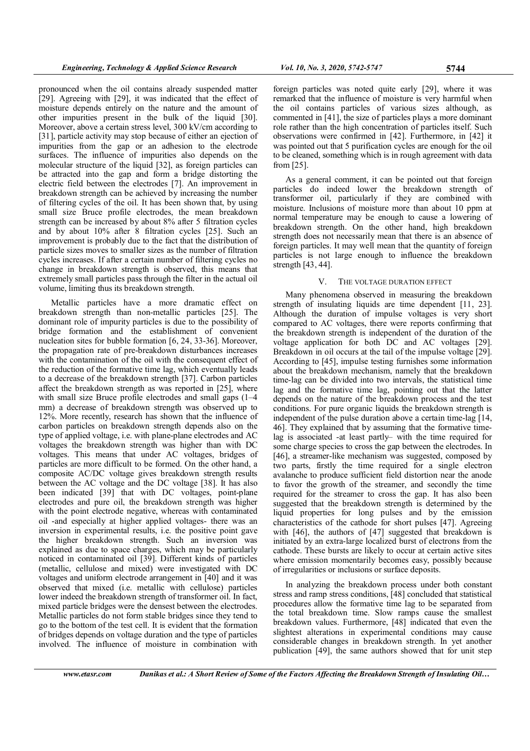pronounced when the oil contains already suspended matter [29]. Agreeing with [29], it was indicated that the effect of moisture depends entirely on the nature and the amount of other impurities present in the bulk of the liquid [30]. Moreover, above a certain stress level, 300 kV/cm according to [31], particle activity may stop because of either an ejection of impurities from the gap or an adhesion to the electrode surfaces. The influence of impurities also depends on the molecular structure of the liquid [32], as foreign particles can be attracted into the gap and form a bridge distorting the electric field between the electrodes [7]. An improvement in breakdown strength can be achieved by increasing the number of filtering cycles of the oil. It has been shown that, by using small size Bruce profile electrodes, the mean breakdown strength can be increased by about 8% after 5 filtration cycles and by about 10% after 8 filtration cycles [25]. Such an improvement is probably due to the fact that the distribution of particle sizes moves to smaller sizes as the number of filtration cycles increases. If after a certain number of filtering cycles no change in breakdown strength is observed, this means that extremely small particles pass through the filter in the actual oil volume, limiting thus its breakdown strength.

Metallic particles have a more dramatic effect on breakdown strength than non-metallic particles [25]. The dominant role of impurity particles is due to the possibility of bridge formation and the establishment of convenient nucleation sites for bubble formation [6, 24, 33-36]. Moreover, the propagation rate of pre-breakdown disturbances increases with the contamination of the oil with the consequent effect of the reduction of the formative time lag, which eventually leads to a decrease of the breakdown strength [37]. Carbon particles affect the breakdown strength as was reported in [25], where with small size Bruce profile electrodes and small gaps (1–4 mm) a decrease of breakdown strength was observed up to 12%. More recently, research has shown that the influence of carbon particles on breakdown strength depends also on the type of applied voltage, i.e. with plane-plane electrodes and AC voltages the breakdown strength was higher than with DC voltages. This means that under AC voltages, bridges of particles are more difficult to be formed. On the other hand, a composite AC/DC voltage gives breakdown strength results between the AC voltage and the DC voltage [38]. It has also been indicated [39] that with DC voltages, point-plane electrodes and pure oil, the breakdown strength was higher with the point electrode negative, whereas with contaminated oil -and especially at higher applied voltages- there was an inversion in experimental results, i.e. the positive point gave the higher breakdown strength. Such an inversion was explained as due to space charges, which may be particularly noticed in contaminated oil [39]. Different kinds of particles (metallic, cellulose and mixed) were investigated with DC voltages and uniform electrode arrangement in [40] and it was observed that mixed (i.e. metallic with cellulose) particles lower indeed the breakdown strength of transformer oil. In fact, mixed particle bridges were the densest between the electrodes. Metallic particles do not form stable bridges since they tend to go to the bottom of the test cell. It is evident that the formation of bridges depends on voltage duration and the type of particles involved. The influence of moisture in combination with foreign particles was noted quite early [29], where it was remarked that the influence of moisture is very harmful when the oil contains particles of various sizes although, as commented in [41], the size of particles plays a more dominant role rather than the high concentration of particles itself. Such observations were confirmed in [42]. Furthermore, in [42] it was pointed out that 5 purification cycles are enough for the oil to be cleaned, something which is in rough agreement with data from [25].

As a general comment, it can be pointed out that foreign particles do indeed lower the breakdown strength of transformer oil, particularly if they are combined with moisture. Inclusions of moisture more than about 10 ppm at normal temperature may be enough to cause a lowering of breakdown strength. On the other hand, high breakdown strength does not necessarily mean that there is an absence of foreign particles. It may well mean that the quantity of foreign particles is not large enough to influence the breakdown strength [43, 44].

## V. THE VOLTAGE DURATION EFFECT

Many phenomena observed in measuring the breakdown strength of insulating liquids are time dependent [11, 23]. Although the duration of impulse voltages is very short compared to AC voltages, there were reports confirming that the breakdown strength is independent of the duration of the voltage application for both DC and AC voltages [29]. Breakdown in oil occurs at the tail of the impulse voltage [29]. According to [45], impulse testing furnishes some information about the breakdown mechanism, namely that the breakdown time-lag can be divided into two intervals, the statistical time lag and the formative time lag, pointing out that the latter depends on the nature of the breakdown process and the test conditions. For pure organic liquids the breakdown strength is independent of the pulse duration above a certain time-lag [14, 46]. They explained that by assuming that the formative time-lag is associated -at least partly– with the time required for some charge species to cross the gap between the electrodes. In [46], a streamer-like mechanism was suggested, composed by two parts, firstly the time required for a single electron avalanche to produce sufficient field distortion near the anode to favor the growth of the streamer, and secondly the time required for the streamer to cross the gap. It has also been suggested that the breakdown strength is determined by the liquid properties for long pulses and by the emission characteristics of the cathode for short pulses [47]. Agreeing with [46], the authors of [47] suggested that breakdown is initiated by an extra-large localized burst of electrons from the cathode. These bursts are likely to occur at certain active sites where emission momentarily becomes easy, possibly because of irregularities or inclusions or surface deposits.

In analyzing the breakdown process under both constant stress and ramp stress conditions, [48] concluded that statistical procedures allow the formative time lag to be separated from the total breakdown time. Slow ramps cause the smallest breakdown values. Furthermore, [48] indicated that even the slightest alterations in experimental conditions may cause considerable changes in breakdown strength. In yet another publication [49], the same authors showed that for unit step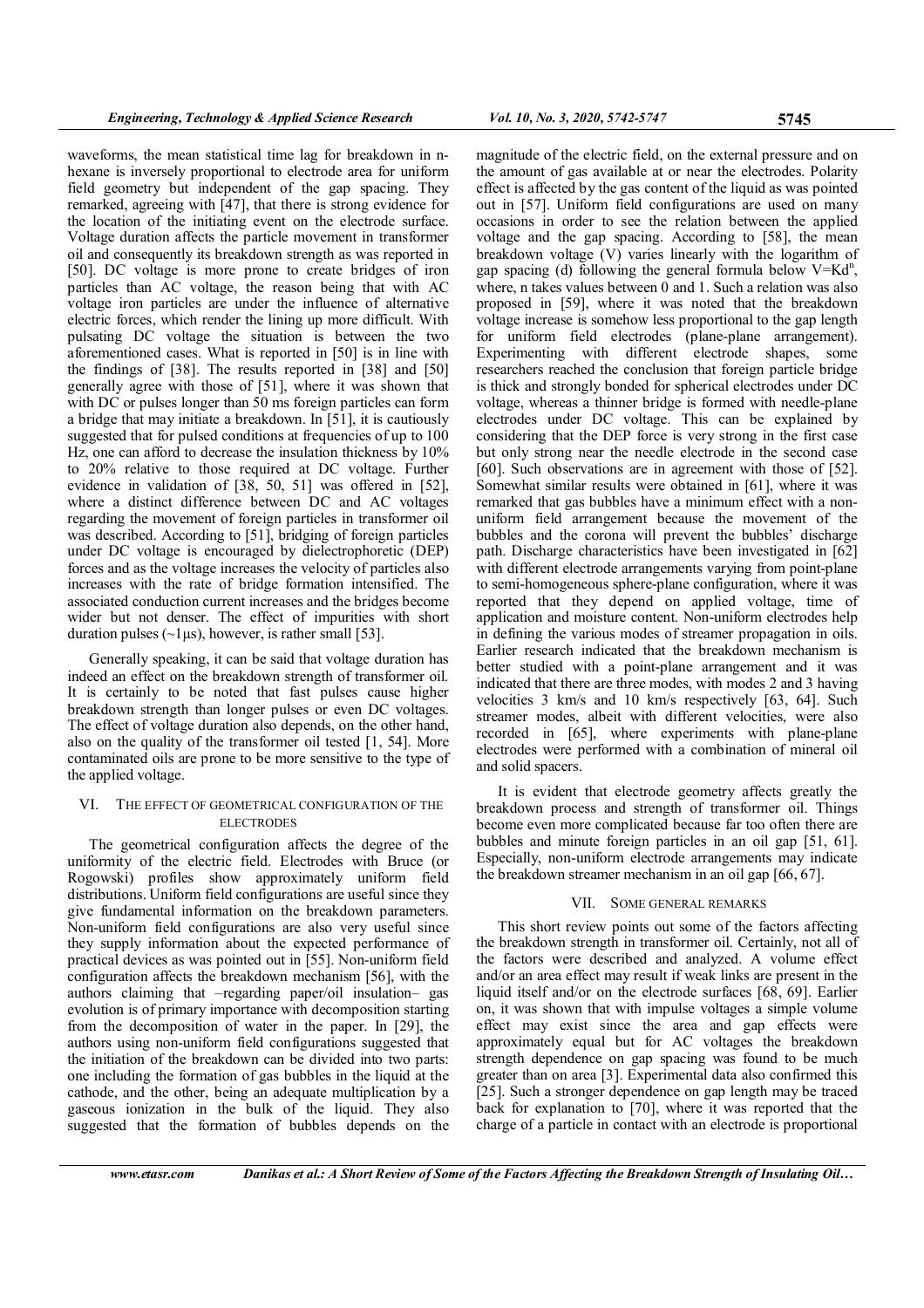waveforms, the mean statistical time lag for breakdown in n-hexane is inversely proportional to electrode area for uniform field geometry but independent of the gap spacing. They remarked, agreeing with [47], that there is strong evidence for the location of the initiating event on the electrode surface. Voltage duration affects the particle movement in transformer oil and consequently its breakdown strength as was reported in [50]. DC voltage is more prone to create bridges of iron particles than AC voltage, the reason being that with AC voltage iron particles are under the influence of alternative electric forces, which render the lining up more difficult. With pulsating DC voltage the situation is between the two aforementioned cases. What is reported in [50] is in line with the findings of [38]. The results reported in [38] and [50] generally agree with those of [51], where it was shown that with DC or pulses longer than 50 ms foreign particles can form a bridge that may initiate a breakdown. In [51], it is cautiously suggested that for pulsed conditions at frequencies of up to 100 Hz, one can afford to decrease the insulation thickness by 10% to 20% relative to those required at DC voltage. Further evidence in validation of [38, 50, 51] was offered in [52], where a distinct difference between DC and AC voltages regarding the movement of foreign particles in transformer oil was described. According to [51], bridging of foreign particles under DC voltage is encouraged by dielectrophoretic (DEP) forces and as the voltage increases the velocity of particles also increases with the rate of bridge formation intensified. The associated conduction current increases and the bridges become wider but not denser. The effect of impurities with short duration pulses (~1μs), however, is rather small [53].

Generally speaking, it can be said that voltage duration has indeed an effect on the breakdown strength of transformer oil. It is certainly to be noted that fast pulses cause higher breakdown strength than longer pulses or even DC voltages. The effect of voltage duration also depends, on the other hand, also on the quality of the transformer oil tested [1, 54]. More contaminated oils are prone to be more sensitive to the type of the applied voltage.

## VI. THE EFFECT OF GEOMETRICAL CONFIGURATION OF THE ELECTRODES

The geometrical configuration affects the degree of the uniformity of the electric field. Electrodes with Bruce (or Rogowski) profiles show approximately uniform field distributions. Uniform field configurations are useful since they give fundamental information on the breakdown parameters. Non-uniform field configurations are also very useful since they supply information about the expected performance of practical devices as was pointed out in [55]. Non-uniform field configuration affects the breakdown mechanism [56], with the authors claiming that –regarding paper/oil insulation– gas evolution is of primary importance with decomposition starting from the decomposition of water in the paper. In [29], the authors using non-uniform field configurations suggested that the initiation of the breakdown can be divided into two parts: one including the formation of gas bubbles in the liquid at the cathode, and the other, being an adequate multiplication by a gaseous ionization in the bulk of the liquid. They also suggested that the formation of bubbles depends on the magnitude of the electric field, on the external pressure and on the amount of gas available at or near the electrodes. Polarity effect is affected by the gas content of the liquid as was pointed out in [57]. Uniform field configurations are used on many occasions in order to see the relation between the applied voltage and the gap spacing. According to [58], the mean breakdown voltage (V) varies linearly with the logarithm of gap spacing (d) following the general formula below $V=Kd^n$, where, n takes values between 0 and 1. Such a relation was also proposed in [59], where it was noted that the breakdown voltage increase is somehow less proportional to the gap length for uniform field electrodes (plane-plane arrangement). Experimenting with different electrode shapes, some researchers reached the conclusion that foreign particle bridge is thick and strongly bonded for spherical electrodes under DC voltage, whereas a thinner bridge is formed with needle-plane electrodes under DC voltage. This can be explained by considering that the DEP force is very strong in the first case but only strong near the needle electrode in the second case [60]. Such observations are in agreement with those of [52]. Somewhat similar results were obtained in [61], where it was remarked that gas bubbles have a minimum effect with a non-uniform field arrangement because the movement of the bubbles and the corona will prevent the bubbles' discharge path. Discharge characteristics have been investigated in [62] with different electrode arrangements varying from point-plane to semi-homogeneous sphere-plane configuration, where it was reported that they depend on applied voltage, time of application and moisture content. Non-uniform electrodes help in defining the various modes of streamer propagation in oils. Earlier research indicated that the breakdown mechanism is better studied with a point-plane arrangement and it was indicated that there are three modes, with modes 2 and 3 having velocities 3 km/s and 10 km/s respectively [63, 64]. Such streamer modes, albeit with different velocities, were also recorded in [65], where experiments with plane-plane electrodes were performed with a combination of mineral oil and solid spacers.

It is evident that electrode geometry affects greatly the breakdown process and strength of transformer oil. Things become even more complicated because far too often there are bubbles and minute foreign particles in an oil gap [51, 61]. Especially, non-uniform electrode arrangements may indicate the breakdown streamer mechanism in an oil gap [66, 67].

## VII. SOME GENERAL REMARKS

This short review points out some of the factors affecting the breakdown strength in transformer oil. Certainly, not all of the factors were described and analyzed. A volume effect and/or an area effect may result if weak links are present in the liquid itself and/or on the electrode surfaces [68, 69]. Earlier on, it was shown that with impulse voltages a simple volume effect may exist since the area and gap effects were approximately equal but for AC voltages the breakdown strength dependence on gap spacing was found to be much greater than on area [3]. Experimental data also confirmed this [25]. Such a stronger dependence on gap length may be traced back for explanation to [70], where it was reported that the charge of a particle in contact with an electrode is proportional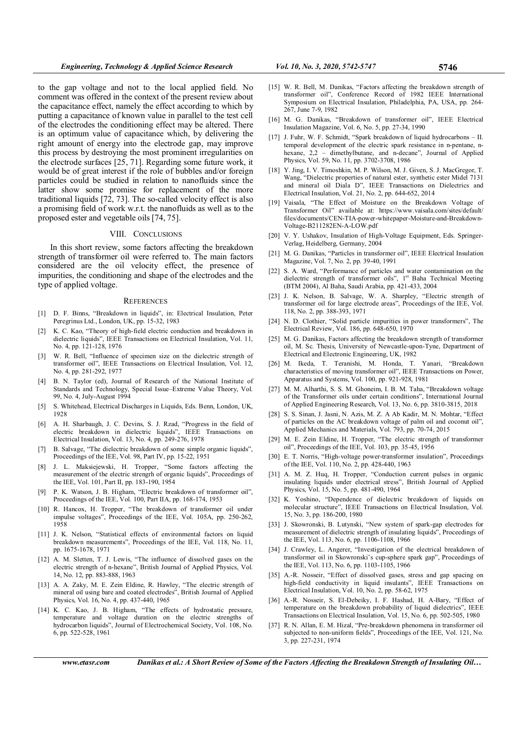to the gap voltage and not to the local applied field. No comment was offered in the context of the present review about the capacitance effect, namely the effect according to which by putting a capacitance of known value in parallel to the test cell of the electrodes the conditioning effect may be altered. There is an optimum value of capacitance which, by delivering the right amount of energy into the electrode gap, may improve this process by destroying the most prominent irregularities on the electrode surfaces [25, 71]. Regarding some future work, it would be of great interest if the role of bubbles and/or foreign particles could be studied in relation to nanofluids since the latter show some promise for replacement of the more traditional liquids [72, 73]. The so-called velocity effect is also a promising field of work w.r.t. the nanofluids as well as to the proposed ester and vegetable oils [74, 75].

## VIII. CONCLUSIONS

In this short review, some factors affecting the breakdown strength of transformer oil were referred to. The main factors considered are the oil velocity effect, the presence of impurities, the conditioning and shape of the electrodes and the type of applied voltage.

## REFERENCES

[1] D. F. Binns, "Breakdown in liquids", in: Electrical Insulation, Peter Peregrinus Ltd., London, UK, pp. 15-32, 1983

[2] K. C. Kao, "Theory of high-field electric conduction and breakdown in dielectric liquids", IEEE Transactions on Electrical Insulation, Vol. 11, No. 4, pp. 121-128, 1976

[3] W. R. Bell, "Influence of specimen size on the dielectric strength of transformer oil", IEEE Transactions on Electrical Insulation, Vol. 12, No. 4, pp. 281-292, 1977

[4] B. N. Taylor (ed), Journal of Research of the National Institute of Standards and Technology, Special Issue–Extreme Value Theory, Vol. 99, No. 4, July-August 1994

[5] S. Whitehead, Electrical Discharges in Liquids, Eds. Benn, London, UK, 1928

[6] A. H. Sharbaugh, J. C. Devins, S. J. Rzad, "Progress in the field of electric breakdown in dielectric liquids", IEEE Transactions on Electrical Insulation, Vol. 13, No. 4, pp. 249-276, 1978

[7] B. Salvage, "The dielectric breakdown of some simple organic liquids", Proceedings of the IEE, Vol. 98, Part IV, pp. 15-22, 1951

[8] J. L. Maksiejewski, H. Tropper, "Some factors affecting the measurement of the electric strengrh of organic liquids", Proceedings of the IEE, Vol. 101, Part II, pp. 183-190, 1954

[9] P. K. Watson, J. B. Higham, "Electric breakdown of transformer oil", Proceedings of the IEE, Vol. 100, Part IIA, pp. 168-174, 1953

[10] R. Hancox, H. Tropper, "The breakdown of transformer oil under impulse voltages", Proceedings of the IEE, Vol. 105A, pp. 250-262, 1958

[11] J. K. Nelson, "Statistical effects of environmental factors on liquid breakdown measurements", Proceedings of the IEE, Vol. 118, No. 11, pp. 1675-1678, 1971

[12] A. M. Sletten, T. J. Lewis, "The influence of dissolved gases on the electric strength of n-hexane", British Journal of Applied Physics, Vol. 14, No. 12, pp. 883-888, 1963

[13] A. A. Zaky, M. E. Zein Eldine, R. Hawley, "The electric strength of mineral oil using bare and coated electrodes", British Journal of Applied Physics, Vol. 16, No. 4, pp. 437-440, 1965

[14] K. C. Kao, J. B. Higham, "The effects of hydrostatic pressure, temperature and voltage duration on the electric strengths of hydrocarbon liquids", Journal of Electrochemical Society, Vol. 108, No. 6, pp. 522-528, 1961

[15] W. R. Bell, M. Danikas, "Factors affecting the breakdown strength of transformer oil", Conference Record of 1982 IEEE International Symposium on Electrical Insulation, Philadelphia, PA, USA, pp. 264-267, June 7-9, 1982

[16] M. G. Danikas, "Breakdown of transformer oil", IEEE Electrical Insulation Magazine, Vol. 6, No. 5, pp. 27-34, 1990

[17] J. Fuhr, W. F. Schmidt, "Spark breakdown of liquid hydrocarbons – II. temporal development of the electric spark resistance in n-pentane, n-hexane, 2,2 – dimethylbutane, and n-decane", Journal of Applied Physics, Vol. 59, No. 11, pp. 3702-3708, 1986

[18] Y. Jing, I. V. Timoshkin, M. P. Wilson, M. J. Given, S. J. MacGregor, T. Wang, "Dielectric properties of natural ester, synthetic ester Midel 7131 and mineral oil Diala D", IEEE Transactions on Dielectrics and Electrical Insulation, Vol. 21, No. 2, pp. 644-652, 2014

[19] Vaisala, "The Effect of Moisture on the Breakdown Voltage of Transformer Oil" available at: https://www.vaisala.com/sites/default/files/documents/CEN-TIA-power-whitepaper-Moisture-and-Breakdown-Voltage-B211282EN-A-LOW.pdf

[20] V. Y. Ushakov, Insulation of High-Voltage Equipment, Eds. Springer-Verlag, Heidelberg, Germany, 2004

[21] M. G. Danikas, "Particles in transformer oil", IEEE Electrical Insulation Magazine, Vol. 7, No. 2, pp. 39-40, 1991

[22] S. A. Ward, "Performance of particles and water contamination on the dielectric strength of transformer oils", 1st Baha Technical Meeting (BTM 2004), Al Baha, Saudi Arabia, pp. 421-433, 2004

[23] J. K. Nelson, B. Salvage, W. A. Sharpley, "Electric strength of transformer oil for large electrode areas", Proceedings of the IEE, Vol. 118, No. 2, pp. 388-393, 1971

[24] N. D. Clothier, "Solid particle impurities in power transformers", The Electrical Review, Vol. 186, pp. 648-650, 1970

[25] M. G. Danikas, Factors affecting the breakdown strength of transformer oil, M. Sc. Thesis, University of Newcastle-upon-Tyne, Department of Electrical and Electronic Engineering, UK, 1982

[26] M. Ikeda, T. Teranishi, M. Honda, T. Yanari, "Breakdown characteristics of moving transformer oil", IEEE Transactions on Power, Apparatus and Systems, Vol. 100, pp. 921-928, 1981

[27] M. M. Alharthi, S. S. M. Ghoneim, I. B. M. Taha, "Breakdown voltage of the Transformer oils under certain conditions", International Journal of Applied Engineering Research, Vol. 13, No. 6, pp. 3810-3815, 2018

[28] S. S. Sinan, J. Jasni, N. Azis, M. Z. A Ab Kadir, M. N. Mohtar, "Effect of particles on the AC breakdown voltage of palm oil and coconut oil", Applied Mechanics and Materials, Vol. 793, pp. 70-74, 2015

[29] M. E. Zein Eldine, H. Tropper, "The electric strength of transformer oil", Proceedings of the IEE, Vol. 103, pp. 35-45, 1956

[30] E. T. Norris, "High-voltage power-transformer insulation", Proceedings of the IEE, Vol. 110, No. 2, pp. 428-440, 1963

[31] A. M. Z. Huq, H. Tropper, "Conduction current pulses in organic insulating liquids under electrical stress", British Journal of Applied Physics, Vol. 15, No. 5, pp. 481-490, 1964

[32] K. Yoshino, "Dependence of dielectric breakdown of liquids on molecular structure", IEEE Transactions on Electrical Insulation, Vol. 15, No. 3, pp. 186-200, 1980

[33] J. Skowronski, B. Lutynski, "New system of spark-gap electrodes for measurement of dielectric strength of insulating liquids", Proceedings of the IEE, Vol. 113, No. 6, pp. 1106-1108, 1966

[34] J. Crawley, L. Angerer, "Investigation of the electrical breakdown of transformer oil in Skowronski's cup-sphere spark gap", Proceedings of the IEE, Vol. 113, No. 6, pp. 1103-1105, 1966

[35] A.-R. Nosseir, "Effect of dissolved gases, stress and gap spacing on high-field conductivity in liquid insulants", IEEE Transactions on Electrical Insulation, Vol. 10, No. 2, pp. 58-62, 1975

[36] A.-R. Nosseir, S. El-Debeiky, I. F. Hashad, H. A-Bary, "Effect of temperature on the breakdown probability of liquid dielectrics", IEEE Transactions on Electrical Insulation, Vol. 15, No. 6, pp. 502-505, 1980

[37] R. N. Allan, E. M. Hizal, "Pre-breakdown phenomena in transformer oil subjected to non-uniform fields", Proceedings of the IEE, Vol. 121, No. 3, pp. 227-231, 1974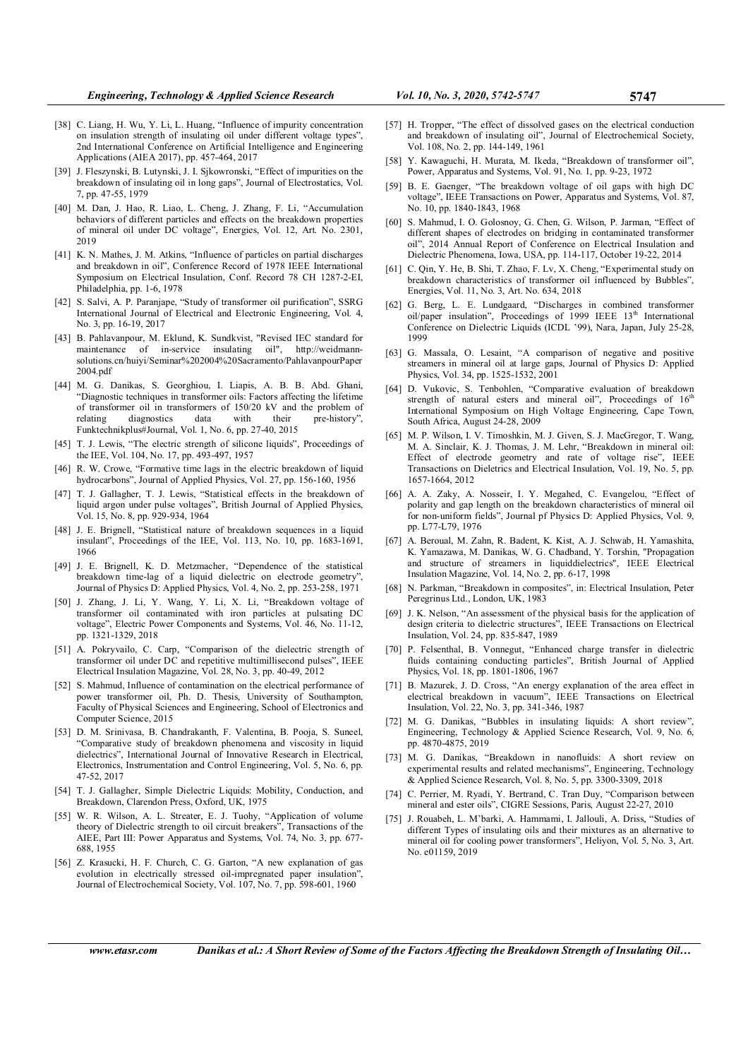[38] C. Liang, H. Wu, Y. Li, L. Huang, "Influence of impurity concentration on insulation strength of insulating oil under different voltage types", 2nd International Conference on Artificial Intelligence and Engineering Applications (AIEA 2017), pp. 457-464, 2017

[39] J. Fleszynski, B. Lutynski, J. I. Sjkowronski, "Effect of impurities on the breakdown of insulating oil in long gaps", Journal of Electrostatics, Vol. 7, pp. 47-55, 1979

[40] M. Dan, J. Hao, R. Liao, L. Cheng, J. Zhang, F. Li, "Accumulation behaviors of different particles and effects on the breakdown properties of mineral oil under DC voltage", Energies, Vol. 12, Art. No. 2301, 2019

[41] K. N. Mathes, J. M. Atkins, "Influence of particles on partial discharges and breakdown in oil", Conference Record of 1978 IEEE International Symposium on Electrical Insulation, Conf. Record 78 CH 1287-2-EI, Philadelphia, pp. 1-6, 1978

[42] S. Salvi, A. P. Paranjape, "Study of transformer oil purification", SSRG International Journal of Electrical and Electronic Engineering, Vol. 4, No. 3, pp. 16-19, 2017

[43] B. Pahlavanpour, M. Eklund, K. Sundkvist, "Revised IEC standard for maintenance of in-service insulating oil", http://weidmann-solutions.cn/huiyi/Seminar%202004%20Sacramento/PahlavanpourPaper2004.pdf

[44] M. G. Danikas, S. Georghiou, I. Liapis, A. B. B. Abd. Ghani, "Diagnostic techniques in transformer oils: Factors affecting the lifetime of transformer oil in transformers of 150/20 kV and the problem of relating diagnostics data with their pre-history", Funktechnikplus#Journal, Vol. 1, No. 6, pp. 27-40, 2015

[45] T. J. Lewis, "The electric strength of silicone liquids", Proceedings of the IEE, Vol. 104, No. 17, pp. 493-497, 1957

[46] R. W. Crowe, "Formative time lags in the electric breakdown of liquid hydrocarbons", Journal of Applied Physics, Vol. 27, pp. 156-160, 1956

[47] T. J. Gallagher, T. J. Lewis, "Statistical effects in the breakdown of liquid argon under pulse voltages", British Journal of Applied Physics, Vol. 15, No. 8, pp. 929-934, 1964

[48] J. E. Brignell, "Statistical nature of breakdown sequences in a liquid insulant", Proceedings of the IEE, Vol. 113, No. 10, pp. 1683-1691, 1966

[49] J. E. Brignell, K. D. Metzmacher, "Dependence of the statistical breakdown time-lag of a liquid dielectric on electrode geometry", Journal of Physics D: Applied Physics, Vol. 4, No. 2, pp. 253-258, 1971

[50] J. Zhang, J. Li, Y. Wang, Y. Li, X. Li, "Breakdown voltage of transformer oil contaminated with iron particles at pulsating DC voltage", Electric Power Components and Systems, Vol. 46, No. 11-12, pp. 1321-1329, 2018

[51] A. Pokryvailo, C. Carp, "Comparison of the dielectric strength of transformer oil under DC and repetitive multimillisecond pulses", IEEE Electrical Insulation Magazine, Vol. 28, No. 3, pp. 40-49, 2012

[52] S. Mahmud, Influence of contamination on the electrical performance of power transformer oil, Ph. D. Thesis, University of Southampton, Faculty of Physical Sciences and Engineering, School of Electronics and Computer Science, 2015

[53] D. M. Srinivasa, B. Chandrakanth, F. Valentina, B. Pooja, S. Suneel, "Comparative study of breakdown phenomena and viscosity in liquid dielectrics", International Journal of Innovative Research in Electrical, Electronics, Instrumentation and Control Engineering, Vol. 5, No. 6, pp. 47-52, 2017

[54] T. J. Gallagher, Simple Dielectric Liquids: Mobility, Conduction, and Breakdown, Clarendon Press, Oxford, UK, 1975

[55] W. R. Wilson, A. L. Streater, E. J. Tuohy, "Application of volume theory of Dielectric strength to oil circuit breakers", Transactions of the AIEE, Part III: Power Apparatus and Systems, Vol. 74, No. 3, pp. 677-688, 1955

[56] Z. Krasucki, H. F. Church, C. G. Garton, "A new explanation of gas evolution in electrically stressed oil-impregnated paper insulation", Journal of Electrochemical Society, Vol. 107, No. 7, pp. 598-601, 1960

[57] H. Tropper, "The effect of dissolved gases on the electrical conduction and breakdown of insulating oil", Journal of Electrochemical Society, Vol. 108, No. 2, pp. 144-149, 1961

[58] Y. Kawaguchi, H. Murata, M. Ikeda, "Breakdown of transformer oil", Power, Apparatus and Systems, Vol. 91, No. 1, pp. 9-23, 1972

[59] B. E. Gaenger, "The breakdown voltage of oil gaps with high DC voltage", IEEE Transactions on Power, Apparatus and Systems, Vol. 87, No. 10, pp. 1840-1843, 1968

[60] S. Mahmud, I. O. Golosnoy, G. Chen, G. Wilson, P. Jarman, "Effect of different shapes of electrodes on bridging in contaminated transformer oil", 2014 Annual Report of Conference on Electrical Insulation and Dielectric Phenomena, Iowa, USA, pp. 114-117, October 19-22, 2014

[61] C. Qin, Y. He, B. Shi, T. Zhao, F. Lv, X. Cheng, "Experimental study on breakdown characteristics of transformer oil influenced by Bubbles", Energies, Vol. 11, No. 3, Art. No. 634, 2018

[62] G. Berg, L. E. Lundgaard, "Discharges in combined transformer oil/paper insulation", Proceedings of 1999 IEEE 13th International Conference on Dielectric Liquids (ICDL '99), Nara, Japan, July 25-28, 1999

[63] G. Massala, O. Lesaint, "A comparison of negative and positive streamers in mineral oil at large gaps, Journal of Physics D: Applied Physics, Vol. 34, pp. 1525-1532, 2001

[64] D. Vukovic, S. Tenbohlen, "Comparative evaluation of breakdown strength of natural esters and mineral oil", Proceedings of 16th International Symposium on High Voltage Engineering, Cape Town, South Africa, August 24-28, 2009

[65] M. P. Wilson, I. V. Timoshkin, M. J. Given, S. J. MacGregor, T. Wang, M. A. Sinclair, K. J. Thomas, J. M. Lehr, "Breakdown in mineral oil: Effect of electrode geometry and rate of voltage rise", IEEE Transactions on Dieletrics and Electrical Insulation, Vol. 19, No. 5, pp. 1657-1664, 2012

[66] A. A. Zaky, A. Nosseir, I. Y. Megahed, C. Evangelou, "Effect of polarity and gap length on the breakdown characteristics of mineral oil for non-uniform fields", Journal pf Physics D: Applied Physics, Vol. 9, pp. L77-L79, 1976

[67] A. Beroual, M. Zahn, R. Badent, K. Kist, A. J. Schwab, H. Yamashita, K. Yamazawa, M. Danikas, W. G. Chadband, Y. Torshin, "Propagation and structure of streamers in liquiddielectrics", IEEE Electrical Insulation Magazine, Vol. 14, No. 2, pp. 6-17, 1998

[68] N. Parkman, "Breakdown in composites", in: Electrical Insulation, Peter Peregrinus Ltd., London, UK, 1983

[69] J. K. Nelson, "An assessment of the physical basis for the application of design criteria to dielectric structures", IEEE Transactions on Electrical Insulation, Vol. 24, pp. 835-847, 1989

[70] P. Felsenthal, B. Vonnegut, "Enhanced charge transfer in dielectric fluids containing conducting particles", British Journal of Applied Physics, Vol. 18, pp. 1801-1806, 1967

[71] B. Mazurek, J. D. Cross, "An energy explanation of the area effect in electrical breakdown in vacuum", IEEE Transactions on Electrical Insulation, Vol. 22, No. 3, pp. 341-346, 1987

[72] M. G. Danikas, "Bubbles in insulating liquids: A short review", Engineering, Technology & Applied Science Research, Vol. 9, No. 6, pp. 4870-4875, 2019

[73] M. G. Danikas, "Breakdown in nanofluids: A short review on experimental results and related mechanisms", Engineering, Technology & Applied Science Research, Vol. 8, No. 5, pp. 3300-3309, 2018

[74] C. Perrier, M. Ryadi, Y. Bertrand, C. Tran Duy, "Comparison between mineral and ester oils", CIGRE Sessions, Paris, August 22-27, 2010

[75] J. Rouabeh, L. M'barki, A. Hammami, I. Jallouli, A. Driss, "Studies of different Types of insulating oils and their mixtures as an alternative to mineral oil for cooling power transformers", Heliyon, Vol. 5, No. 3, Art. No. e01159, 2019